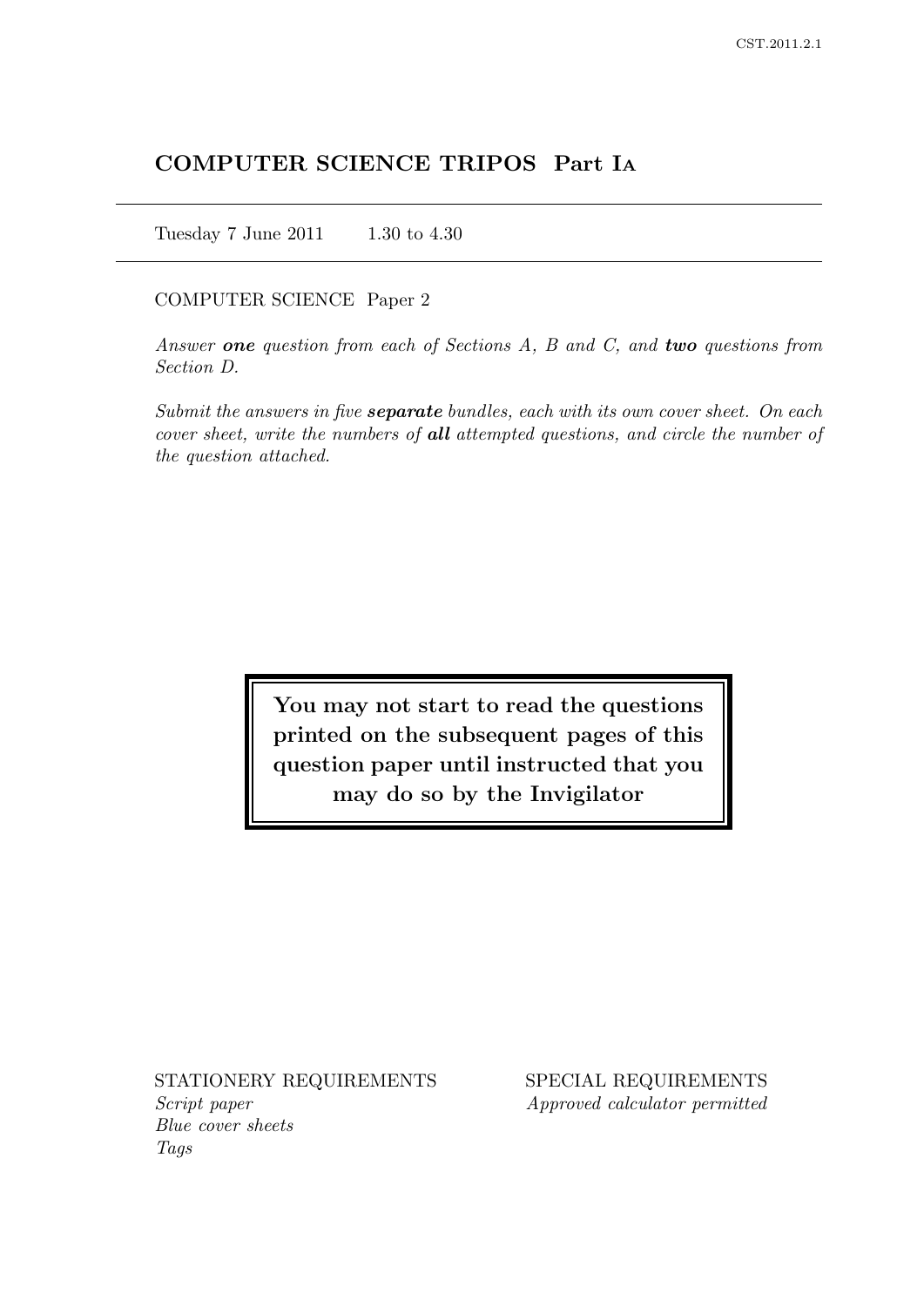# COMPUTER SCIENCE TRIPOS Part IA

Tuesday 7 June 2011 1.30 to 4.30

COMPUTER SCIENCE Paper 2

*Answer **one** question from each of Sections A, B and C, and **two** questions from Section D.*

*Submit the answers in five **separate** bundles, each with its own cover sheet. On each cover sheet, write the numbers of **all** attempted questions, and circle the number of the question attached.*

**You may not start to read the questions printed on the subsequent pages of this question paper until instructed that you may do so by the Invigilator**

STATIONERY REQUIREMENTS

*Script paper*
*Blue cover sheets*
*Tags*

SPECIAL REQUIREMENTS

*Approved calculator permitted*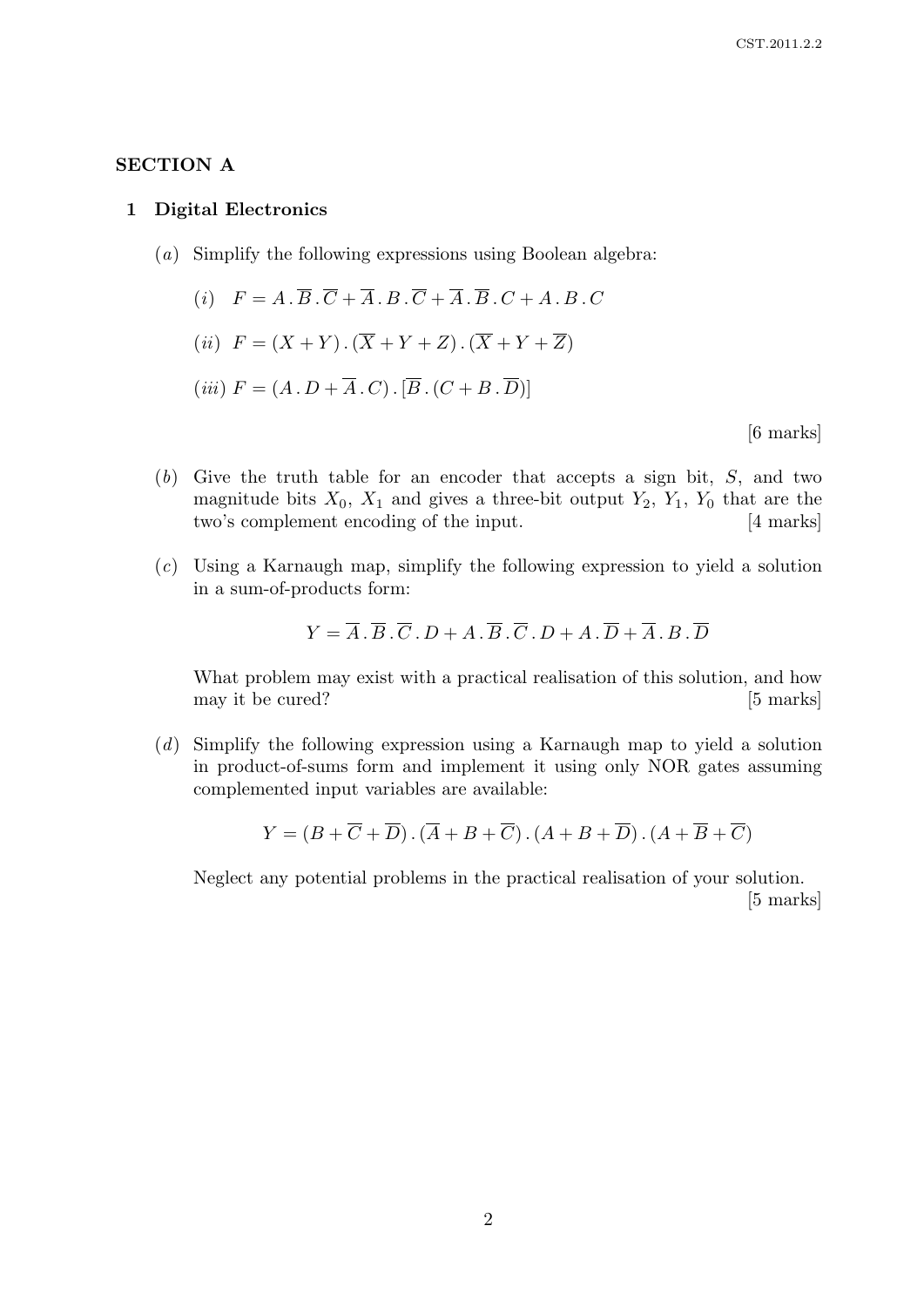## SECTION A

### 1 Digital Electronics

(*a*) Simplify the following expressions using Boolean algebra:

(*i*) $F = A \,.\, \overline{B} \,.\, \overline{C} + \overline{A} \,.\, B \,.\, \overline{C} + \overline{A} \,.\, \overline{B} \,.\, C + A \,.\, B \,.\, C$

(*ii*) $F = (X + Y) \,.\, (\overline{X} + Y + Z) \,.\, (\overline{X} + Y + \overline{Z})$

(*iii*) $F = (A \,.\, D + \overline{A} \,.\, C) \,.\, [\overline{B} \,.\, (C + B \,.\, \overline{D})]$

[6 marks]

(*b*) Give the truth table for an encoder that accepts a sign bit, $S$, and two magnitude bits $X_0$, $X_1$ and gives a three-bit output $Y_2$, $Y_1$, $Y_0$ that are the two's complement encoding of the input. [4 marks]

(*c*) Using a Karnaugh map, simplify the following expression to yield a solution in a sum-of-products form:

$$Y = \overline{A} \,.\, \overline{B} \,.\, \overline{C} \,.\, D + A \,.\, \overline{B} \,.\, \overline{C} \,.\, D + A \,.\, \overline{D} + \overline{A} \,.\, B \,.\, \overline{D}$$

What problem may exist with a practical realisation of this solution, and how may it be cured? [5 marks]

(*d*) Simplify the following expression using a Karnaugh map to yield a solution in product-of-sums form and implement it using only NOR gates assuming complemented input variables are available:

$$Y = (B + \overline{C} + \overline{D}) \,.\, (\overline{A} + B + \overline{C}) \,.\, (A + B + \overline{D}) \,.\, (A + \overline{B} + \overline{C})$$

Neglect any potential problems in the practical realisation of your solution.

[5 marks]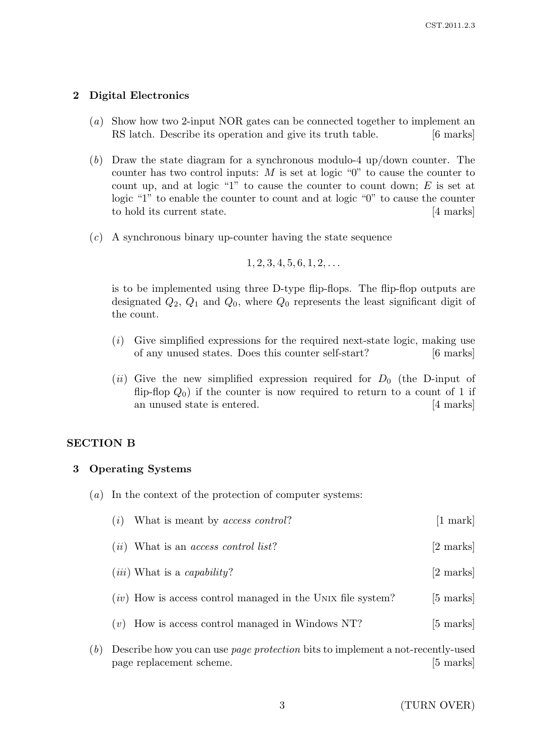## 2 Digital Electronics

(*a*) Show how two 2-input NOR gates can be connected together to implement an RS latch. Describe its operation and give its truth table. [6 marks]

(*b*) Draw the state diagram for a synchronous modulo-4 up/down counter. The counter has two control inputs: $M$ is set at logic "0" to cause the counter to count up, and at logic "1" to cause the counter to count down; $E$ is set at logic "1" to enable the counter to count and at logic "0" to cause the counter to hold its current state. [4 marks]

(*c*) A synchronous binary up-counter having the state sequence

$$1, 2, 3, 4, 5, 6, 1, 2, \ldots$$

is to be implemented using three D-type flip-flops. The flip-flop outputs are designated $Q_2$, $Q_1$ and $Q_0$, where $Q_0$ represents the least significant digit of the count.

(*i*) Give simplified expressions for the required next-state logic, making use of any unused states. Does this counter self-start? [6 marks]

(*ii*) Give the new simplified expression required for $D_0$ (the D-input of flip-flop $Q_0$) if the counter is now required to return to a count of 1 if an unused state is entered. [4 marks]

## SECTION B

## 3 Operating Systems

(*a*) In the context of the protection of computer systems:

(*i*) What is meant by *access control*? [1 mark]

(*ii*) What is an *access control list*? [2 marks]

(*iii*) What is a *capability*? [2 marks]

(*iv*) How is access control managed in the UNIX file system? [5 marks]

(*v*) How is access control managed in Windows NT? [5 marks]

(*b*) Describe how you can use *page protection* bits to implement a not-recently-used page replacement scheme. [5 marks]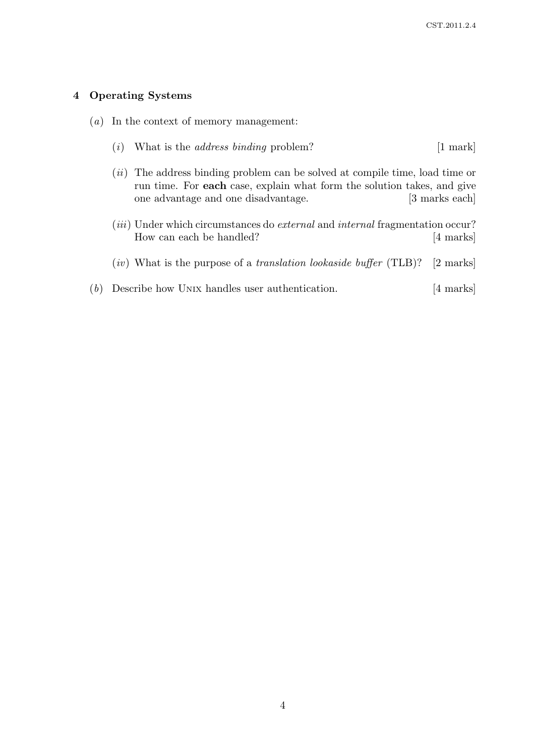## 4 Operating Systems

(*a*) In the context of memory management:

(*i*) What is the *address binding* problem? [1 mark]

(*ii*) The address binding problem can be solved at compile time, load time or run time. For **each** case, explain what form the solution takes, and give one advantage and one disadvantage. [3 marks each]

(*iii*) Under which circumstances do *external* and *internal* fragmentation occur? How can each be handled? [4 marks]

(*iv*) What is the purpose of a *translation lookaside buffer* (TLB)? [2 marks]

(*b*) Describe how UNIX handles user authentication. [4 marks]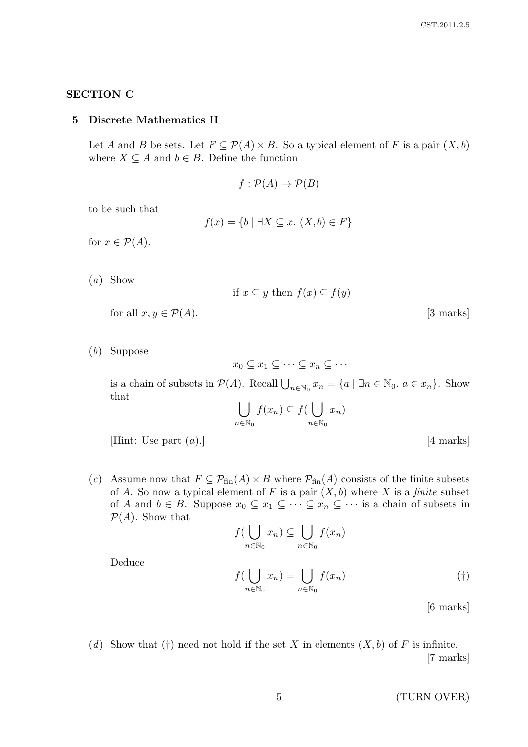## SECTION C

### 5 Discrete Mathematics II

Let $A$ and $B$ be sets. Let $F \subseteq \mathcal{P}(A) \times B$. So a typical element of $F$ is a pair $(X, b)$ where $X \subseteq A$ and $b \in B$. Define the function

$$f : \mathcal{P}(A) \to \mathcal{P}(B)$$

to be such that

$$f(x) = \{b \mid \exists X \subseteq x.\ (X, b) \in F\}$$

for $x \in \mathcal{P}(A)$.

(*a*) Show

$$\text{if } x \subseteq y \text{ then } f(x) \subseteq f(y)$$

for all $x, y \in \mathcal{P}(A)$. [3 marks]

(*b*) Suppose

$$x_0 \subseteq x_1 \subseteq \cdots \subseteq x_n \subseteq \cdots$$

is a chain of subsets in $\mathcal{P}(A)$. Recall $\bigcup_{n \in \mathbb{N}_0} x_n = \{a \mid \exists n \in \mathbb{N}_0.\ a \in x_n\}$. Show that

$$\bigcup_{n \in \mathbb{N}_0} f(x_n) \subseteq f\Big(\bigcup_{n \in \mathbb{N}_0} x_n\Big)$$

[Hint: Use part (*a*).] [4 marks]

(*c*) Assume now that $F \subseteq \mathcal{P}_{\text{fin}}(A) \times B$ where $\mathcal{P}_{\text{fin}}(A)$ consists of the finite subsets of $A$. So now a typical element of $F$ is a pair $(X, b)$ where $X$ is a *finite* subset of $A$ and $b \in B$. Suppose $x_0 \subseteq x_1 \subseteq \cdots \subseteq x_n \subseteq \cdots$ is a chain of subsets in $\mathcal{P}(A)$. Show that

$$f\Big(\bigcup_{n \in \mathbb{N}_0} x_n\Big) \subseteq \bigcup_{n \in \mathbb{N}_0} f(x_n)$$

Deduce

$$f\Big(\bigcup_{n \in \mathbb{N}_0} x_n\Big) = \bigcup_{n \in \mathbb{N}_0} f(x_n) \qquad (\dagger)$$

[6 marks]

(*d*) Show that $(\dagger)$ need not hold if the set $X$ in elements $(X, b)$ of $F$ is infinite. [7 marks]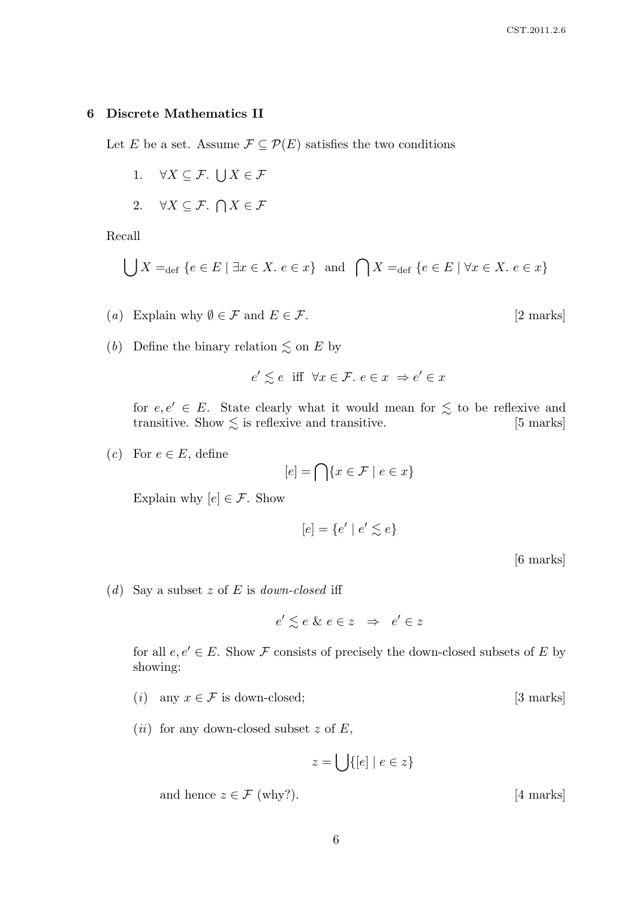## 6 Discrete Mathematics II

Let $E$ be a set. Assume $\mathcal{F} \subseteq \mathcal{P}(E)$ satisfies the two conditions

1. $\forall X \subseteq \mathcal{F}.\ \bigcup X \in \mathcal{F}$
2. $\forall X \subseteq \mathcal{F}.\ \bigcap X \in \mathcal{F}$

Recall

$$\bigcup X =_{\text{def}} \{e \in E \mid \exists x \in X.\ e \in x\} \text{ and } \bigcap X =_{\text{def}} \{e \in E \mid \forall x \in X.\ e \in x\}$$

(*a*) Explain why $\emptyset \in \mathcal{F}$ and $E \in \mathcal{F}$. [2 marks]

(*b*) Define the binary relation $\lesssim$ on $E$ by

$$e' \lesssim e \text{ iff } \forall x \in \mathcal{F}.\ e \in x \Rightarrow e' \in x$$

for $e, e' \in E$. State clearly what it would mean for $\lesssim$ to be reflexive and transitive. Show $\lesssim$ is reflexive and transitive. [5 marks]

(*c*) For $e \in E$, define

$$[e] = \bigcap\{x \in \mathcal{F} \mid e \in x\}$$

Explain why $[e] \in \mathcal{F}$. Show

$$[e] = \{e' \mid e' \lesssim e\}$$

[6 marks]

(*d*) Say a subset $z$ of $E$ is *down-closed* iff

$$e' \lesssim e \ \&\ e \in z \quad \Rightarrow \quad e' \in z$$

for all $e, e' \in E$. Show $\mathcal{F}$ consists of precisely the down-closed subsets of $E$ by showing:

(*i*) any $x \in \mathcal{F}$ is down-closed; [3 marks]

(*ii*) for any down-closed subset $z$ of $E$,

$$z = \bigcup\{[e] \mid e \in z\}$$

and hence $z \in \mathcal{F}$ (why?). [4 marks]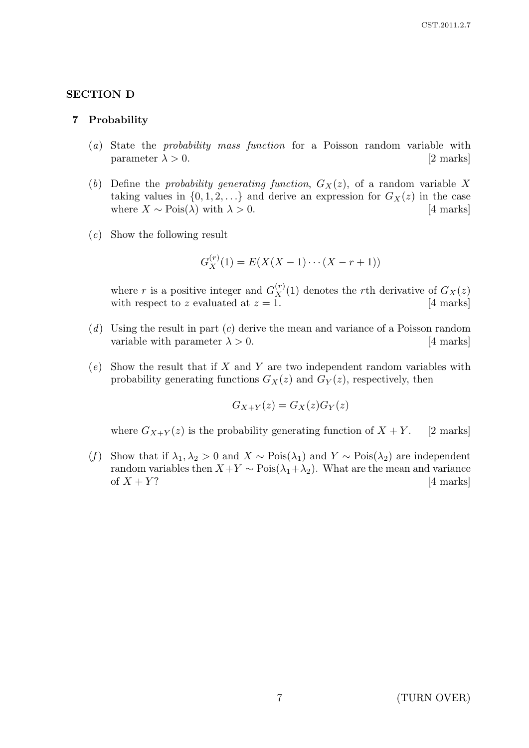## SECTION D

### 7 Probability

(*a*) State the *probability mass function* for a Poisson random variable with parameter $\lambda > 0$. [2 marks]

(*b*) Define the *probability generating function*, $G_X(z)$, of a random variable $X$ taking values in $\{0, 1, 2, \ldots\}$ and derive an expression for $G_X(z)$ in the case where $X \sim \text{Pois}(\lambda)$ with $\lambda > 0$. [4 marks]

(*c*) Show the following result

$$G_X^{(r)}(1) = E(X(X-1)\cdots(X-r+1))$$

where $r$ is a positive integer and $G_X^{(r)}(1)$ denotes the $r$th derivative of $G_X(z)$ with respect to $z$ evaluated at $z = 1$. [4 marks]

(*d*) Using the result in part (*c*) derive the mean and variance of a Poisson random variable with parameter $\lambda > 0$. [4 marks]

(*e*) Show the result that if $X$ and $Y$ are two independent random variables with probability generating functions $G_X(z)$ and $G_Y(z)$, respectively, then

$$G_{X+Y}(z) = G_X(z)G_Y(z)$$

where $G_{X+Y}(z)$ is the probability generating function of $X + Y$. [2 marks]

(*f*) Show that if $\lambda_1, \lambda_2 > 0$ and $X \sim \text{Pois}(\lambda_1)$ and $Y \sim \text{Pois}(\lambda_2)$ are independent random variables then $X+Y \sim \text{Pois}(\lambda_1+\lambda_2)$. What are the mean and variance of $X + Y$? [4 marks]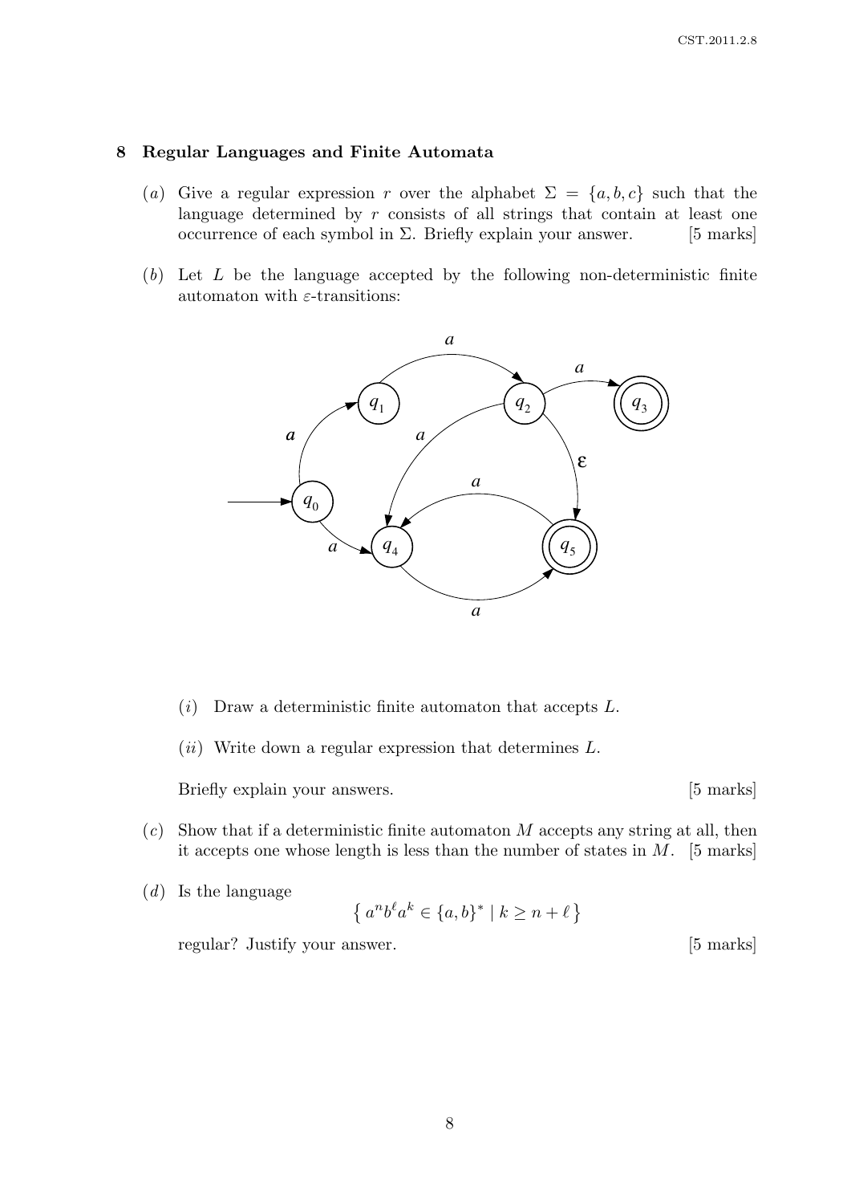## 8 Regular Languages and Finite Automata

(*a*) Give a regular expression $r$ over the alphabet $\Sigma = \{a, b, c\}$ such that the language determined by $r$ consists of all strings that contain at least one occurrence of each symbol in $\Sigma$. Briefly explain your answer. [5 marks]

(*b*) Let $L$ be the language accepted by the following non-deterministic finite automaton with $\varepsilon$-transitions:

(*i*) Draw a deterministic finite automaton that accepts $L$.

(*ii*) Write down a regular expression that determines $L$.

Briefly explain your answers. [5 marks]

(*c*) Show that if a deterministic finite automaton $M$ accepts any string at all, then it accepts one whose length is less than the number of states in $M$. [5 marks]

(*d*) Is the language

$$\{\, a^n b^\ell a^k \in \{a, b\}^* \mid k \geq n + \ell \,\}$$

regular? Justify your answer. [5 marks]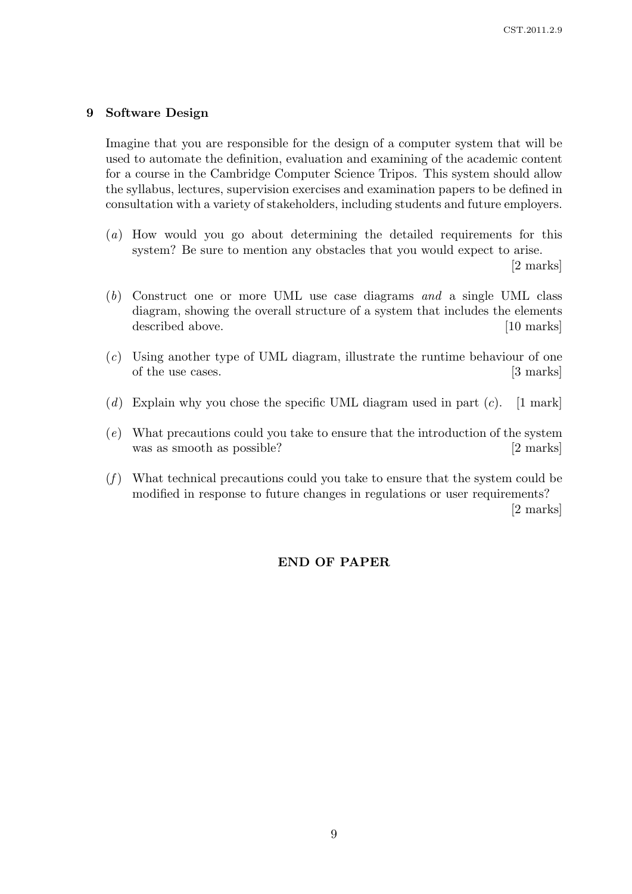## 9 Software Design

Imagine that you are responsible for the design of a computer system that will be used to automate the definition, evaluation and examining of the academic content for a course in the Cambridge Computer Science Tripos. This system should allow the syllabus, lectures, supervision exercises and examination papers to be defined in consultation with a variety of stakeholders, including students and future employers.

(*a*) How would you go about determining the detailed requirements for this system? Be sure to mention any obstacles that you would expect to arise. [2 marks]

(*b*) Construct one or more UML use case diagrams *and* a single UML class diagram, showing the overall structure of a system that includes the elements described above. [10 marks]

(*c*) Using another type of UML diagram, illustrate the runtime behaviour of one of the use cases. [3 marks]

(*d*) Explain why you chose the specific UML diagram used in part (*c*). [1 mark]

(*e*) What precautions could you take to ensure that the introduction of the system was as smooth as possible? [2 marks]

(*f*) What technical precautions could you take to ensure that the system could be modified in response to future changes in regulations or user requirements? [2 marks]

**END OF PAPER**